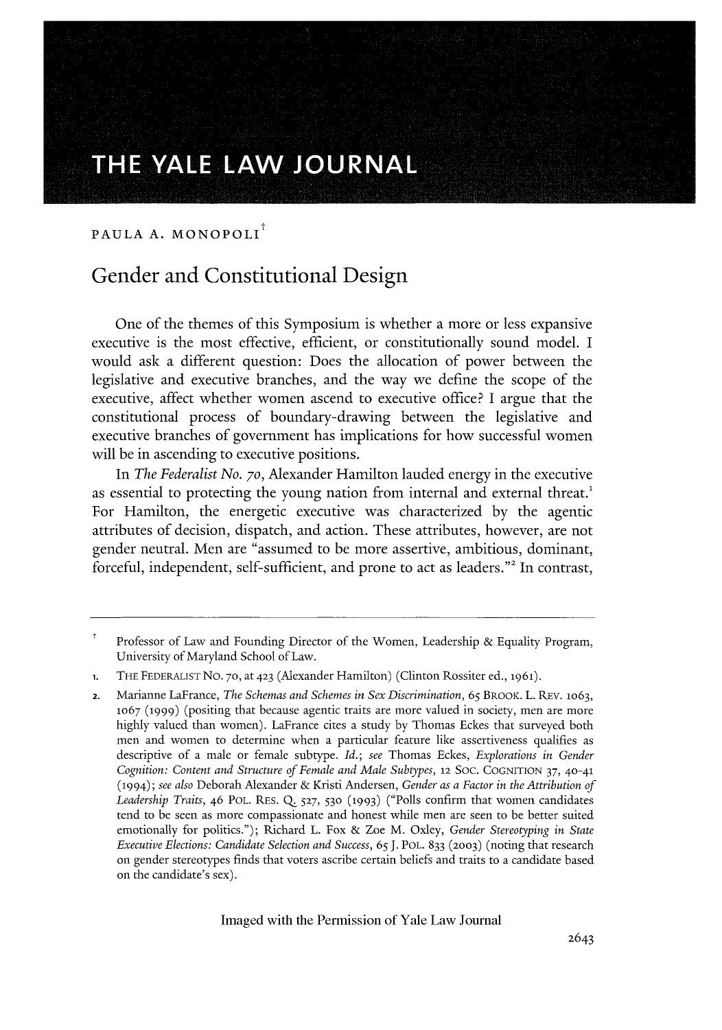# THE YALE LAW JOURNAL

PAULA A. MONOPOLI[†]

## Gender and Constitutional Design

One of the themes of this Symposium is whether a more or less expansive executive is the most effective, efficient, or constitutionally sound model. I would ask a different question: Does the allocation of power between the legislative and executive branches, and the way we define the scope of the executive, affect whether women ascend to executive office? I argue that the constitutional process of boundary-drawing between the legislative and executive branches of government has implications for how successful women will be in ascending to executive positions.

In *The Federalist No. 70*, Alexander Hamilton lauded energy in the executive as essential to protecting the young nation from internal and external threat.[1] For Hamilton, the energetic executive was characterized by the agentic attributes of decision, dispatch, and action. These attributes, however, are not gender neutral. Men are "assumed to be more assertive, ambitious, dominant, forceful, independent, self-sufficient, and prone to act as leaders."[2] In contrast,

---

† Professor of Law and Founding Director of the Women, Leadership & Equality Program, University of Maryland School of Law.

1. THE FEDERALIST NO. 70, at 423 (Alexander Hamilton) (Clinton Rossiter ed., 1961).

2. Marianne LaFrance, *The Schemas and Schemes in Sex Discrimination*, 65 BROOK. L. REV. 1063, 1067 (1999) (positing that because agentic traits are more valued in society, men are more highly valued than women). LaFrance cites a study by Thomas Eckes that surveyed both men and women to determine when a particular feature like assertiveness qualifies as descriptive of a male or female subtype. *Id.*; *see* Thomas Eckes, *Explorations in Gender Cognition: Content and Structure of Female and Male Subtypes*, 12 SOC. COGNITION 37, 40-41 (1994); *see also* Deborah Alexander & Kristi Andersen, *Gender as a Factor in the Attribution of Leadership Traits*, 46 POL. RES. Q. 527, 530 (1993) ("Polls confirm that women candidates tend to be seen as more compassionate and honest while men are seen to be better suited emotionally for politics."); Richard L. Fox & Zoe M. Oxley, *Gender Stereotyping in State Executive Elections: Candidate Selection and Success*, 65 J. POL. 833 (2003) (noting that research on gender stereotypes finds that voters ascribe certain beliefs and traits to a candidate based on the candidate's sex).

Imaged with the Permission of Yale Law Journal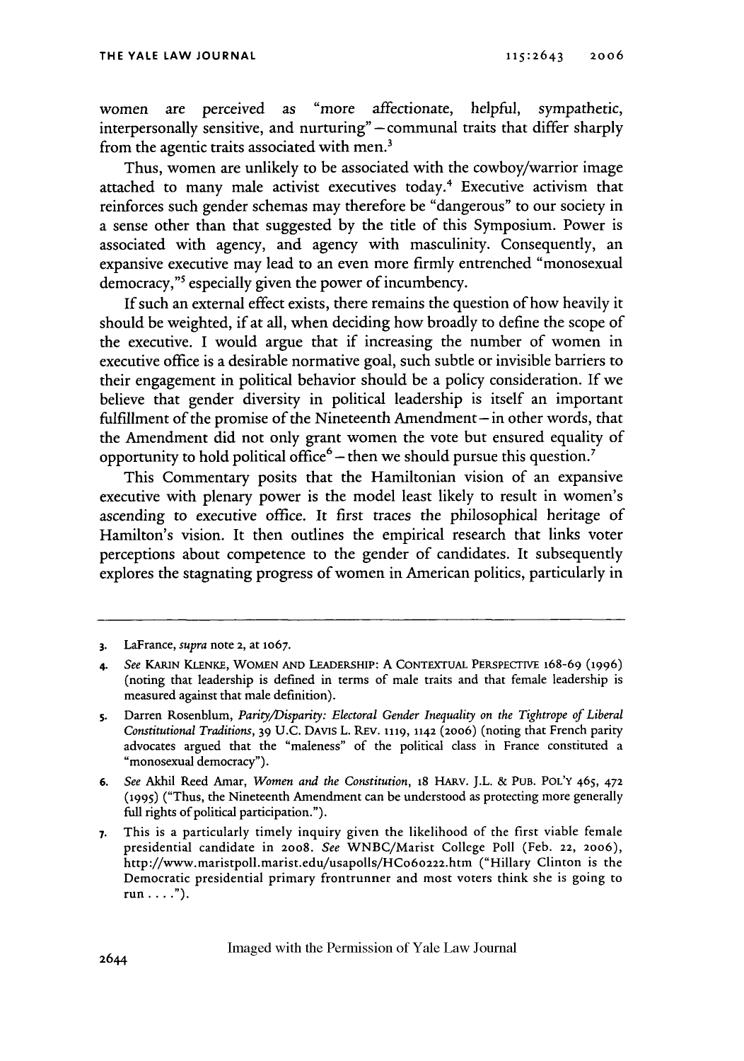women are perceived as "more affectionate, helpful, sympathetic, interpersonally sensitive, and nurturing" – communal traits that differ sharply from the agentic traits associated with men.[3]

Thus, women are unlikely to be associated with the cowboy/warrior image attached to many male activist executives today.[4] Executive activism that reinforces such gender schemas may therefore be "dangerous" to our society in a sense other than that suggested by the title of this Symposium. Power is associated with agency, and agency with masculinity. Consequently, an expansive executive may lead to an even more firmly entrenched "monosexual democracy,"[5] especially given the power of incumbency.

If such an external effect exists, there remains the question of how heavily it should be weighted, if at all, when deciding how broadly to define the scope of the executive. I would argue that if increasing the number of women in executive office is a desirable normative goal, such subtle or invisible barriers to their engagement in political behavior should be a policy consideration. If we believe that gender diversity in political leadership is itself an important fulfillment of the promise of the Nineteenth Amendment – in other words, that the Amendment did not only grant women the vote but ensured equality of opportunity to hold political office[6] – then we should pursue this question.[7]

This Commentary posits that the Hamiltonian vision of an expansive executive with plenary power is the model least likely to result in women's ascending to executive office. It first traces the philosophical heritage of Hamilton's vision. It then outlines the empirical research that links voter perceptions about competence to the gender of candidates. It subsequently explores the stagnating progress of women in American politics, particularly in

---

3. LaFrance, *supra* note 2, at 1067.

4. *See* KARIN KLENKE, WOMEN AND LEADERSHIP: A CONTEXTUAL PERSPECTIVE 168-69 (1996) (noting that leadership is defined in terms of male traits and that female leadership is measured against that male definition).

5. Darren Rosenblum, *Parity/Disparity: Electoral Gender Inequality on the Tightrope of Liberal Constitutional Traditions*, 39 U.C. DAVIS L. REV. 1119, 1142 (2006) (noting that French parity advocates argued that the "maleness" of the political class in France constituted a "monosexual democracy").

6. *See* Akhil Reed Amar, *Women and the Constitution*, 18 HARV. J.L. & PUB. POL'Y 465, 472 (1995) ("Thus, the Nineteenth Amendment can be understood as protecting more generally full rights of political participation.").

7. This is a particularly timely inquiry given the likelihood of the first viable female presidential candidate in 2008. *See* WNBC/Marist College Poll (Feb. 22, 2006), http://www.maristpoll.marist.edu/usapolls/HC060222.htm ("Hillary Clinton is the Democratic presidential primary frontrunner and most voters think she is going to run . . . .").

Imaged with the Permission of Yale Law Journal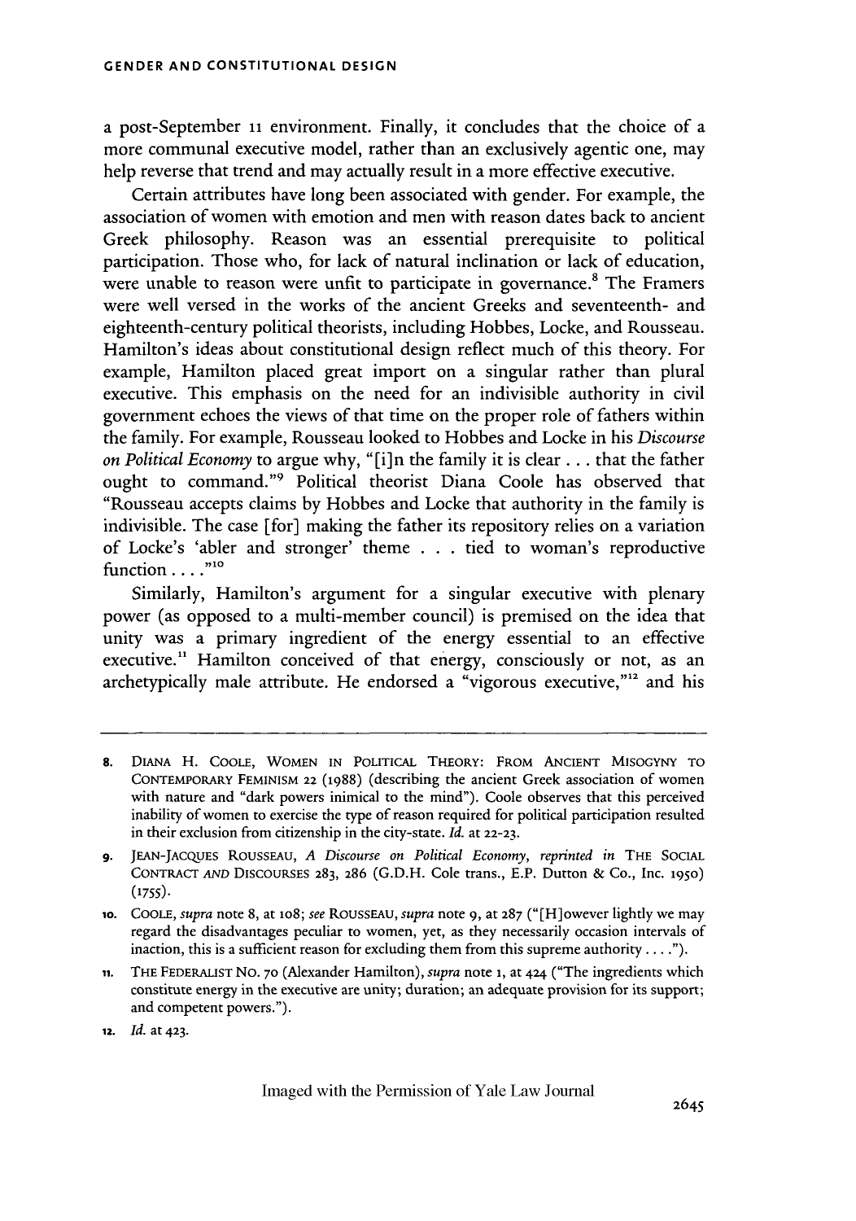a post-September 11 environment. Finally, it concludes that the choice of a more communal executive model, rather than an exclusively agentic one, may help reverse that trend and may actually result in a more effective executive.

Certain attributes have long been associated with gender. For example, the association of women with emotion and men with reason dates back to ancient Greek philosophy. Reason was an essential prerequisite to political participation. Those who, for lack of natural inclination or lack of education, were unable to reason were unfit to participate in governance.[8] The Framers were well versed in the works of the ancient Greeks and seventeenth- and eighteenth-century political theorists, including Hobbes, Locke, and Rousseau. Hamilton's ideas about constitutional design reflect much of this theory. For example, Hamilton placed great import on a singular rather than plural executive. This emphasis on the need for an indivisible authority in civil government echoes the views of that time on the proper role of fathers within the family. For example, Rousseau looked to Hobbes and Locke in his *Discourse on Political Economy* to argue why, "[i]n the family it is clear . . . that the father ought to command."[9] Political theorist Diana Coole has observed that "Rousseau accepts claims by Hobbes and Locke that authority in the family is indivisible. The case [for] making the father its repository relies on a variation of Locke's 'abler and stronger' theme . . . tied to woman's reproductive function . . . ."[10]

Similarly, Hamilton's argument for a singular executive with plenary power (as opposed to a multi-member council) is premised on the idea that unity was a primary ingredient of the energy essential to an effective executive.[11] Hamilton conceived of that energy, consciously or not, as an archetypically male attribute. He endorsed a "vigorous executive,"[12] and his

---

8. DIANA H. COOLE, WOMEN IN POLITICAL THEORY: FROM ANCIENT MISOGYNY TO CONTEMPORARY FEMINISM 22 (1988) (describing the ancient Greek association of women with nature and "dark powers inimical to the mind"). Coole observes that this perceived inability of women to exercise the type of reason required for political participation resulted in their exclusion from citizenship in the city-state. *Id.* at 22-23.

9. JEAN-JACQUES ROUSSEAU, *A Discourse on Political Economy*, *reprinted in* THE SOCIAL CONTRACT AND DISCOURSES 283, 286 (G.D.H. Cole trans., E.P. Dutton & Co., Inc. 1950) (1755).

10. COOLE, *supra* note 8, at 108; *see* ROUSSEAU, *supra* note 9, at 287 ("[H]owever lightly we may regard the disadvantages peculiar to women, yet, as they necessarily occasion intervals of inaction, this is a sufficient reason for excluding them from this supreme authority . . . .").

11. THE FEDERALIST NO. 70 (Alexander Hamilton), *supra* note 1, at 424 ("The ingredients which constitute energy in the executive are unity; duration; an adequate provision for its support; and competent powers.").

12. *Id.* at 423.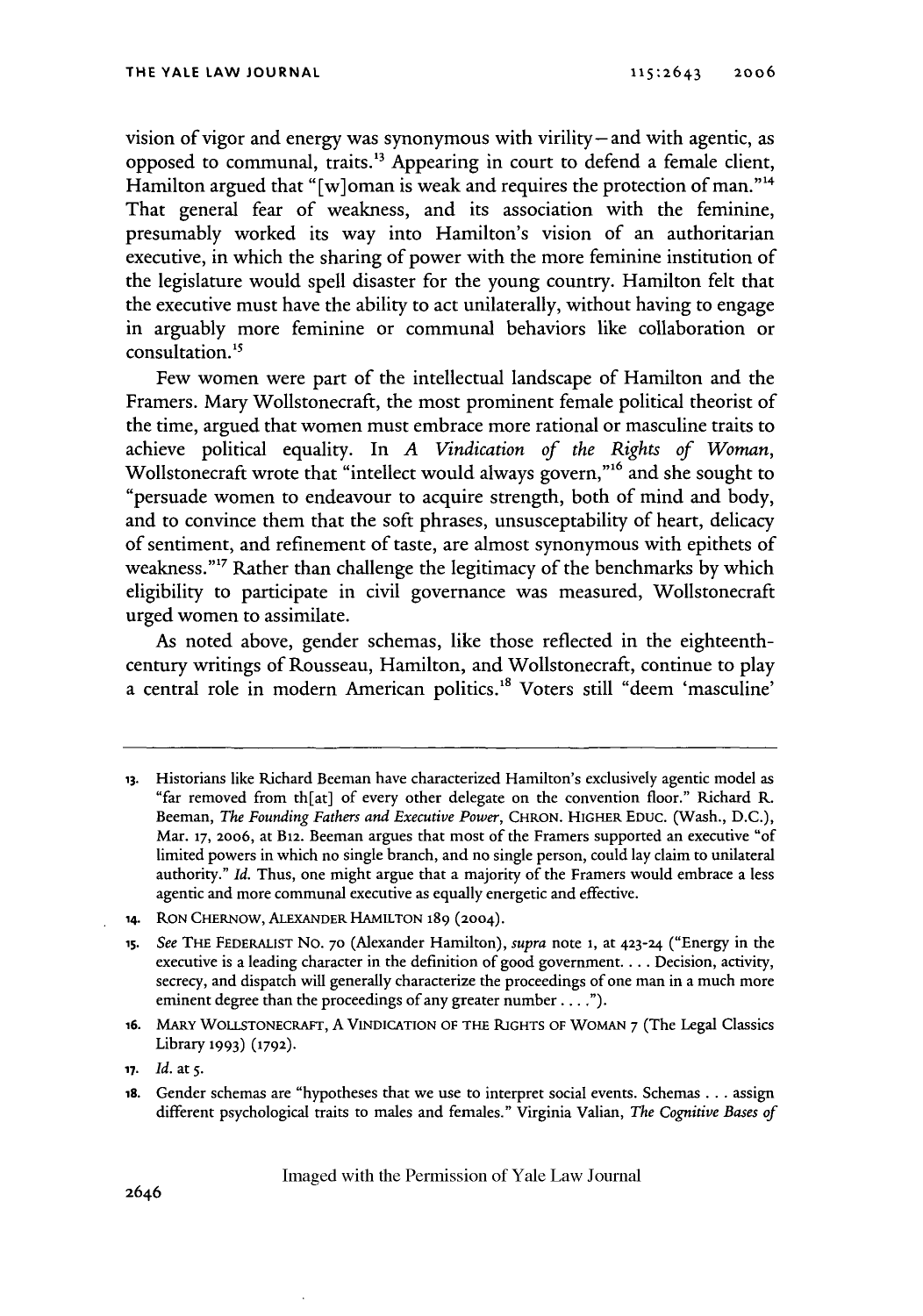vision of vigor and energy was synonymous with virility—and with agentic, as opposed to communal, traits.[13] Appearing in court to defend a female client, Hamilton argued that "[w]oman is weak and requires the protection of man."[14] That general fear of weakness, and its association with the feminine, presumably worked its way into Hamilton's vision of an authoritarian executive, in which the sharing of power with the more feminine institution of the legislature would spell disaster for the young country. Hamilton felt that the executive must have the ability to act unilaterally, without having to engage in arguably more feminine or communal behaviors like collaboration or consultation.[15]

Few women were part of the intellectual landscape of Hamilton and the Framers. Mary Wollstonecraft, the most prominent female political theorist of the time, argued that women must embrace more rational or masculine traits to achieve political equality. In *A Vindication of the Rights of Woman*, Wollstonecraft wrote that "intellect would always govern,"[16] and she sought to "persuade women to endeavour to acquire strength, both of mind and body, and to convince them that the soft phrases, unsusceptability of heart, delicacy of sentiment, and refinement of taste, are almost synonymous with epithets of weakness."[17] Rather than challenge the legitimacy of the benchmarks by which eligibility to participate in civil governance was measured, Wollstonecraft urged women to assimilate.

As noted above, gender schemas, like those reflected in the eighteenth-century writings of Rousseau, Hamilton, and Wollstonecraft, continue to play a central role in modern American politics.[18] Voters still "deem 'masculine'

---

13. Historians like Richard Beeman have characterized Hamilton's exclusively agentic model as "far removed from th[at] of every other delegate on the convention floor." Richard R. Beeman, *The Founding Fathers and Executive Power*, CHRON. HIGHER EDUC. (Wash., D.C.), Mar. 17, 2006, at B12. Beeman argues that most of the Framers supported an executive "of limited powers in which no single branch, and no single person, could lay claim to unilateral authority." *Id.* Thus, one might argue that a majority of the Framers would embrace a less agentic and more communal executive as equally energetic and effective.

14. RON CHERNOW, ALEXANDER HAMILTON 189 (2004).

15. *See* THE FEDERALIST NO. 70 (Alexander Hamilton), *supra* note 1, at 423-24 ("Energy in the executive is a leading character in the definition of good government. . . . Decision, activity, secrecy, and dispatch will generally characterize the proceedings of one man in a much more eminent degree than the proceedings of any greater number . . . .").

16. MARY WOLLSTONECRAFT, A VINDICATION OF THE RIGHTS OF WOMAN 7 (The Legal Classics Library 1993) (1792).

17. *Id.* at 5.

18. Gender schemas are "hypotheses that we use to interpret social events. Schemas . . . assign different psychological traits to males and females." Virginia Valian, *The Cognitive Bases of*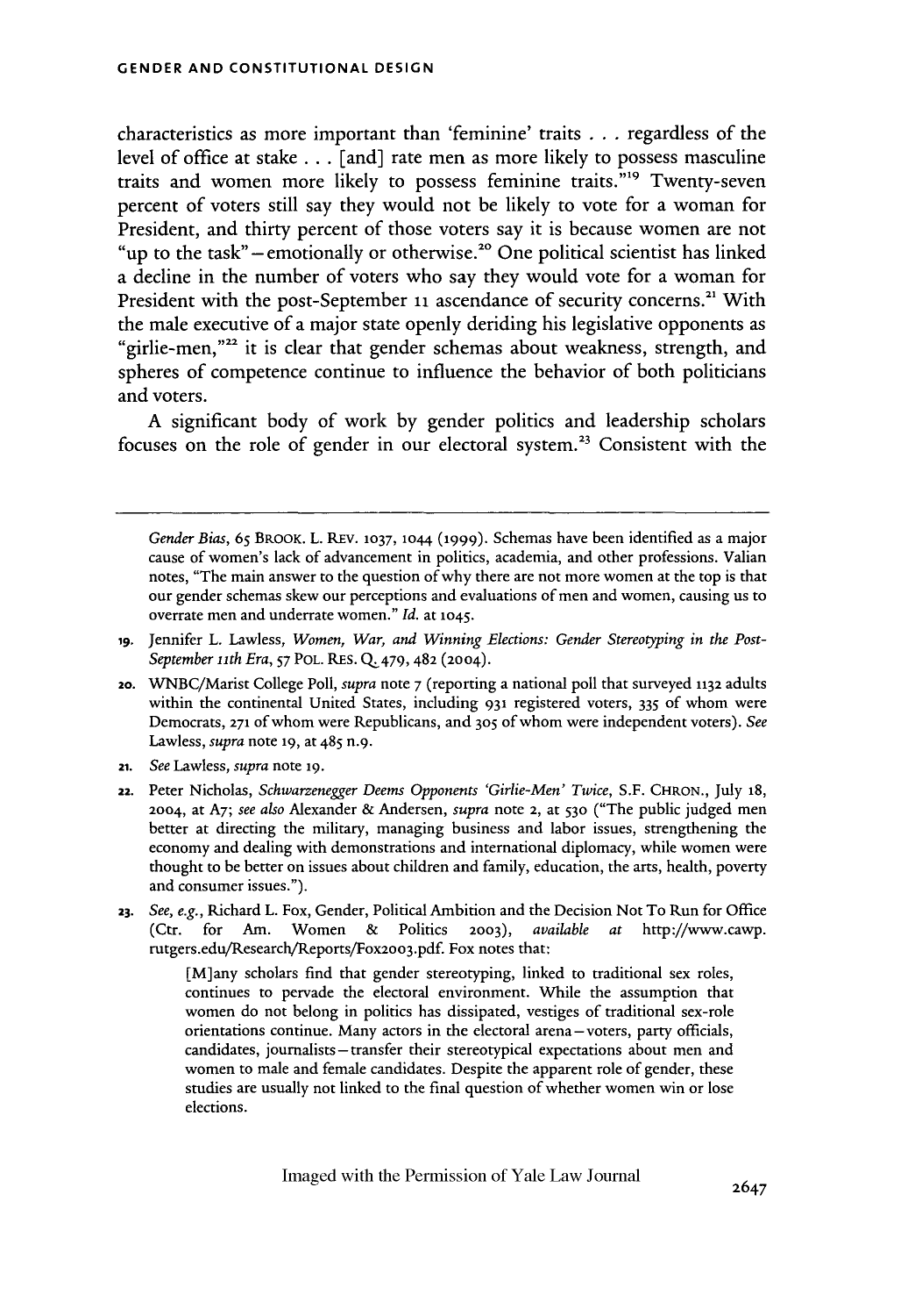characteristics as more important than 'feminine' traits . . . regardless of the level of office at stake . . . [and] rate men as more likely to possess masculine traits and women more likely to possess feminine traits."[19] Twenty-seven percent of voters still say they would not be likely to vote for a woman for President, and thirty percent of those voters say it is because women are not "up to the task"—emotionally or otherwise.[20] One political scientist has linked a decline in the number of voters who say they would vote for a woman for President with the post-September 11 ascendance of security concerns.[21] With the male executive of a major state openly deriding his legislative opponents as "girlie-men,"[22] it is clear that gender schemas about weakness, strength, and spheres of competence continue to influence the behavior of both politicians and voters.

A significant body of work by gender politics and leadership scholars focuses on the role of gender in our electoral system.[23] Consistent with the

---

*Gender Bias*, 65 BROOK. L. REV. 1037, 1044 (1999). Schemas have been identified as a major cause of women's lack of advancement in politics, academia, and other professions. Valian notes, "The main answer to the question of why there are not more women at the top is that our gender schemas skew our perceptions and evaluations of men and women, causing us to overrate men and underrate women." *Id.* at 1045.

19. Jennifer L. Lawless, *Women, War, and Winning Elections: Gender Stereotyping in the Post-September 11th Era*, 57 POL. RES. Q. 479, 482 (2004).

20. WNBC/Marist College Poll, *supra* note 7 (reporting a national poll that surveyed 1132 adults within the continental United States, including 931 registered voters, 335 of whom were Democrats, 271 of whom were Republicans, and 305 of whom were independent voters). *See* Lawless, *supra* note 19, at 485 n.9.

21. *See* Lawless, *supra* note 19.

22. Peter Nicholas, *Schwarzenegger Deems Opponents 'Girlie-Men' Twice*, S.F. CHRON., July 18, 2004, at A7; *see also* Alexander & Andersen, *supra* note 2, at 530 ("The public judged men better at directing the military, managing business and labor issues, strengthening the economy and dealing with demonstrations and international diplomacy, while women were thought to be better on issues about children and family, education, the arts, health, poverty and consumer issues.").

23. *See, e.g.*, Richard L. Fox, Gender, Political Ambition and the Decision Not To Run for Office (Ctr. for Am. Women & Politics 2003), *available at* http://www.cawp.rutgers.edu/Research/Reports/Fox2003.pdf. Fox notes that:

> [M]any scholars find that gender stereotyping, linked to traditional sex roles, continues to pervade the electoral environment. While the assumption that women do not belong in politics has dissipated, vestiges of traditional sex-role orientations continue. Many actors in the electoral arena—voters, party officials, candidates, journalists—transfer their stereotypical expectations about men and women to male and female candidates. Despite the apparent role of gender, these studies are usually not linked to the final question of whether women win or lose elections.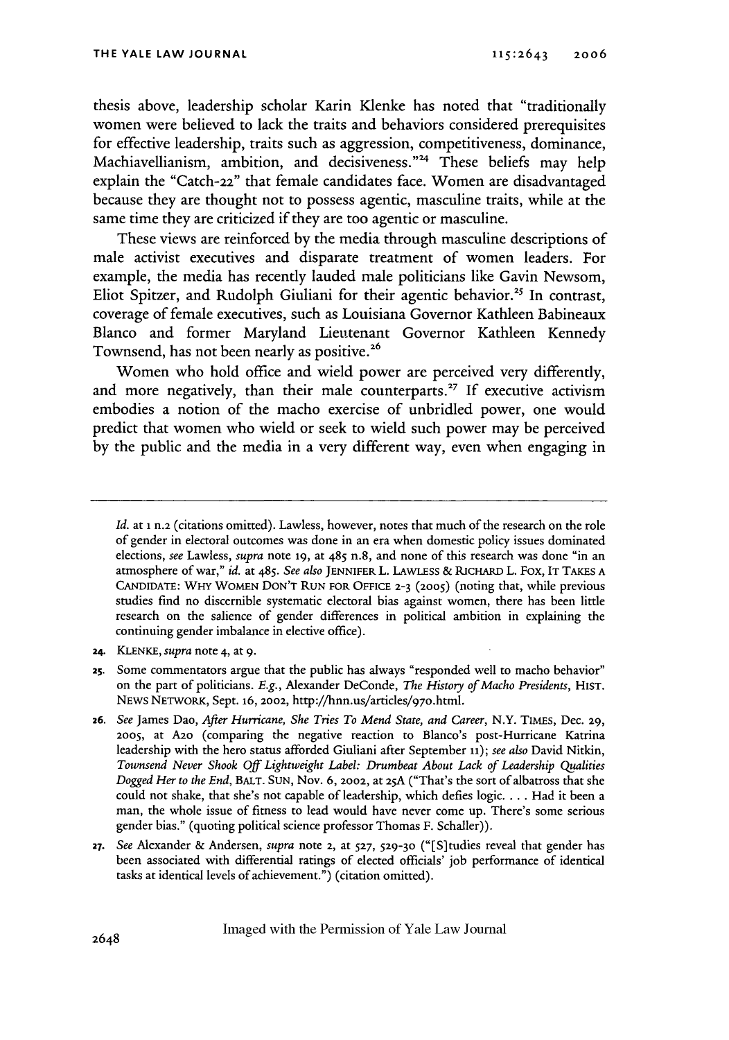thesis above, leadership scholar Karin Klenke has noted that "traditionally women were believed to lack the traits and behaviors considered prerequisites for effective leadership, traits such as aggression, competitiveness, dominance, Machiavellianism, ambition, and decisiveness."[24] These beliefs may help explain the "Catch-22" that female candidates face. Women are disadvantaged because they are thought not to possess agentic, masculine traits, while at the same time they are criticized if they are too agentic or masculine.

These views are reinforced by the media through masculine descriptions of male activist executives and disparate treatment of women leaders. For example, the media has recently lauded male politicians like Gavin Newsom, Eliot Spitzer, and Rudolph Giuliani for their agentic behavior.[25] In contrast, coverage of female executives, such as Louisiana Governor Kathleen Babineaux Blanco and former Maryland Lieutenant Governor Kathleen Kennedy Townsend, has not been nearly as positive.[26]

Women who hold office and wield power are perceived very differently, and more negatively, than their male counterparts.[27] If executive activism embodies a notion of the macho exercise of unbridled power, one would predict that women who wield or seek to wield such power may be perceived by the public and the media in a very different way, even when engaging in

---

*Id.* at 1 n.2 (citations omitted). Lawless, however, notes that much of the research on the role of gender in electoral outcomes was done in an era when domestic policy issues dominated elections, *see* Lawless, *supra* note 19, at 485 n.8, and none of this research was done "in an atmosphere of war," *id.* at 485. *See also* JENNIFER L. LAWLESS & RICHARD L. FOX, IT TAKES A CANDIDATE: WHY WOMEN DON'T RUN FOR OFFICE 2-3 (2005) (noting that, while previous studies find no discernible systematic electoral bias against women, there has been little research on the salience of gender differences in political ambition in explaining the continuing gender imbalance in elective office).

24. KLENKE, *supra* note 4, at 9.

25. Some commentators argue that the public has always "responded well to macho behavior" on the part of politicians. *E.g.*, Alexander DeConde, *The History of Macho Presidents*, HIST. NEWS NETWORK, Sept. 16, 2002, http://hnn.us/articles/970.html.

26. *See* James Dao, *After Hurricane, She Tries To Mend State, and Career*, N.Y. TIMES, Dec. 29, 2005, at A20 (comparing the negative reaction to Blanco's post-Hurricane Katrina leadership with the hero status afforded Giuliani after September 11); *see also* David Nitkin, *Townsend Never Shook Off Lightweight Label: Drumbeat About Lack of Leadership Qualities Dogged Her to the End*, BALT. SUN, Nov. 6, 2002, at 25A ("That's the sort of albatross that she could not shake, that she's not capable of leadership, which defies logic. . . . Had it been a man, the whole issue of fitness to lead would have never come up. There's some serious gender bias." (quoting political science professor Thomas F. Schaller)).

27. *See* Alexander & Andersen, *supra* note 2, at 527, 529-30 ("[S]tudies reveal that gender has been associated with differential ratings of elected officials' job performance of identical tasks at identical levels of achievement.") (citation omitted).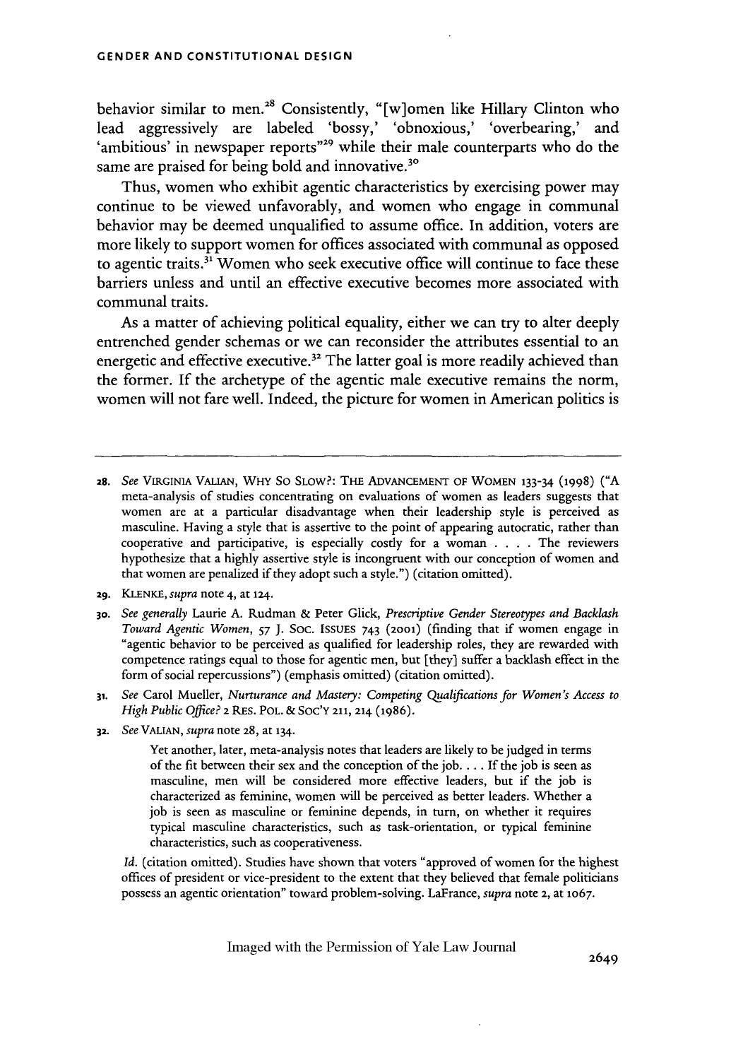behavior similar to men.[28] Consistently, "[w]omen like Hillary Clinton who lead aggressively are labeled 'bossy,' 'obnoxious,' 'overbearing,' and 'ambitious' in newspaper reports"[29] while their male counterparts who do the same are praised for being bold and innovative.[30]

Thus, women who exhibit agentic characteristics by exercising power may continue to be viewed unfavorably, and women who engage in communal behavior may be deemed unqualified to assume office. In addition, voters are more likely to support women for offices associated with communal as opposed to agentic traits.[31] Women who seek executive office will continue to face these barriers unless and until an effective executive becomes more associated with communal traits.

As a matter of achieving political equality, either we can try to alter deeply entrenched gender schemas or we can reconsider the attributes essential to an energetic and effective executive.[32] The latter goal is more readily achieved than the former. If the archetype of the agentic male executive remains the norm, women will not fare well. Indeed, the picture for women in American politics is

---

28. *See* VIRGINIA VALIAN, WHY SO SLOW?: THE ADVANCEMENT OF WOMEN 133-34 (1998) ("A meta-analysis of studies concentrating on evaluations of women as leaders suggests that women are at a particular disadvantage when their leadership style is perceived as masculine. Having a style that is assertive to the point of appearing autocratic, rather than cooperative and participative, is especially costly for a woman . . . . The reviewers hypothesize that a highly assertive style is incongruent with our conception of women and that women are penalized if they adopt such a style.") (citation omitted).

29. KLENKE, *supra* note 4, at 124.

30. *See generally* Laurie A. Rudman & Peter Glick, *Prescriptive Gender Stereotypes and Backlash Toward Agentic Women*, 57 J. SOC. ISSUES 743 (2001) (finding that if women engage in "agentic behavior to be perceived as qualified for leadership roles, they are rewarded with competence ratings equal to those for agentic men, but [they] suffer a backlash effect in the form of social repercussions") (emphasis omitted) (citation omitted).

31. *See* Carol Mueller, *Nurturance and Mastery: Competing Qualifications for Women's Access to High Public Office?* 2 RES. POL. & SOC'Y 211, 214 (1986).

32. *See* VALIAN, *supra* note 28, at 134.

> Yet another, later, meta-analysis notes that leaders are likely to be judged in terms of the fit between their sex and the conception of the job. . . . If the job is seen as masculine, men will be considered more effective leaders, but if the job is characterized as feminine, women will be perceived as better leaders. Whether a job is seen as masculine or feminine depends, in turn, on whether it requires typical masculine characteristics, such as task-orientation, or typical feminine characteristics, such as cooperativeness.

*Id.* (citation omitted). Studies have shown that voters "approved of women for the highest offices of president or vice-president to the extent that they believed that female politicians possess an agentic orientation" toward problem-solving. LaFrance, *supra* note 2, at 1067.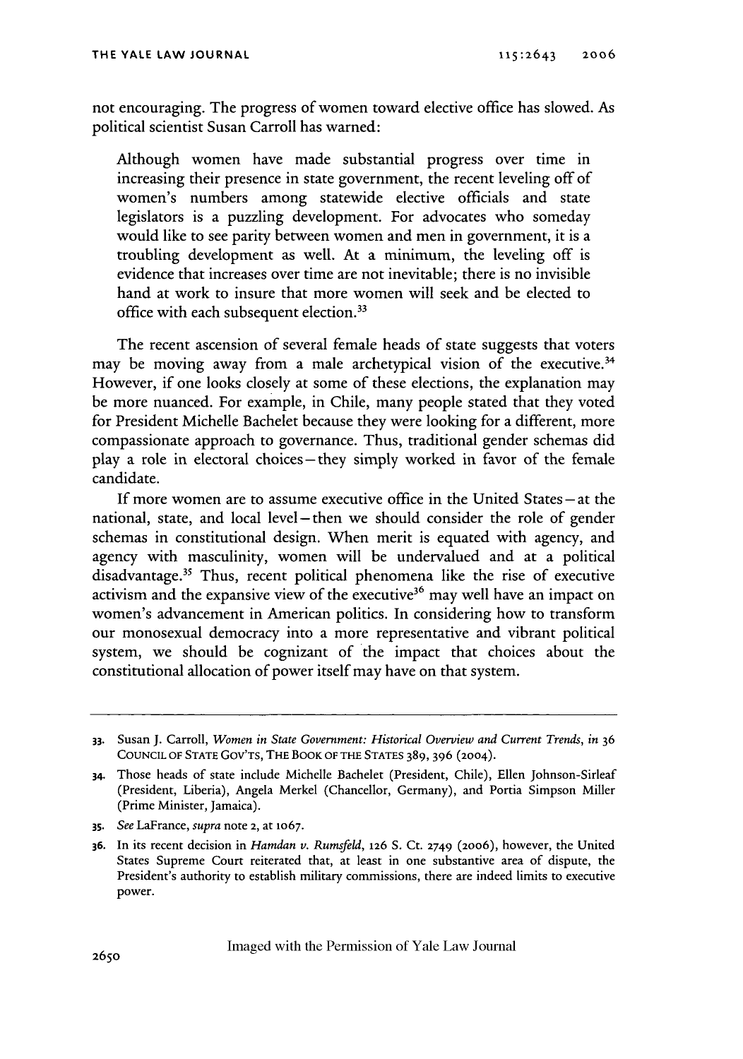not encouraging. The progress of women toward elective office has slowed. As political scientist Susan Carroll has warned:

> Although women have made substantial progress over time in increasing their presence in state government, the recent leveling off of women's numbers among statewide elective officials and state legislators is a puzzling development. For advocates who someday would like to see parity between women and men in government, it is a troubling development as well. At a minimum, the leveling off is evidence that increases over time are not inevitable; there is no invisible hand at work to insure that more women will seek and be elected to office with each subsequent election.[33]

The recent ascension of several female heads of state suggests that voters may be moving away from a male archetypical vision of the executive.[34] However, if one looks closely at some of these elections, the explanation may be more nuanced. For example, in Chile, many people stated that they voted for President Michelle Bachelet because they were looking for a different, more compassionate approach to governance. Thus, traditional gender schemas did play a role in electoral choices—they simply worked in favor of the female candidate.

If more women are to assume executive office in the United States—at the national, state, and local level—then we should consider the role of gender schemas in constitutional design. When merit is equated with agency, and agency with masculinity, women will be undervalued and at a political disadvantage.[35] Thus, recent political phenomena like the rise of executive activism and the expansive view of the executive[36] may well have an impact on women's advancement in American politics. In considering how to transform our monosexual democracy into a more representative and vibrant political system, we should be cognizant of the impact that choices about the constitutional allocation of power itself may have on that system.

---

33. Susan J. Carroll, *Women in State Government: Historical Overview and Current Trends*, *in* 36 COUNCIL OF STATE GOV'TS, THE BOOK OF THE STATES 389, 396 (2004).

34. Those heads of state include Michelle Bachelet (President, Chile), Ellen Johnson-Sirleaf (President, Liberia), Angela Merkel (Chancellor, Germany), and Portia Simpson Miller (Prime Minister, Jamaica).

35. *See* LaFrance, *supra* note 2, at 1067.

36. In its recent decision in *Hamdan v. Rumsfeld*, 126 S. Ct. 2749 (2006), however, the United States Supreme Court reiterated that, at least in one substantive area of dispute, the President's authority to establish military commissions, there are indeed limits to executive power.

Imaged with the Permission of Yale Law Journal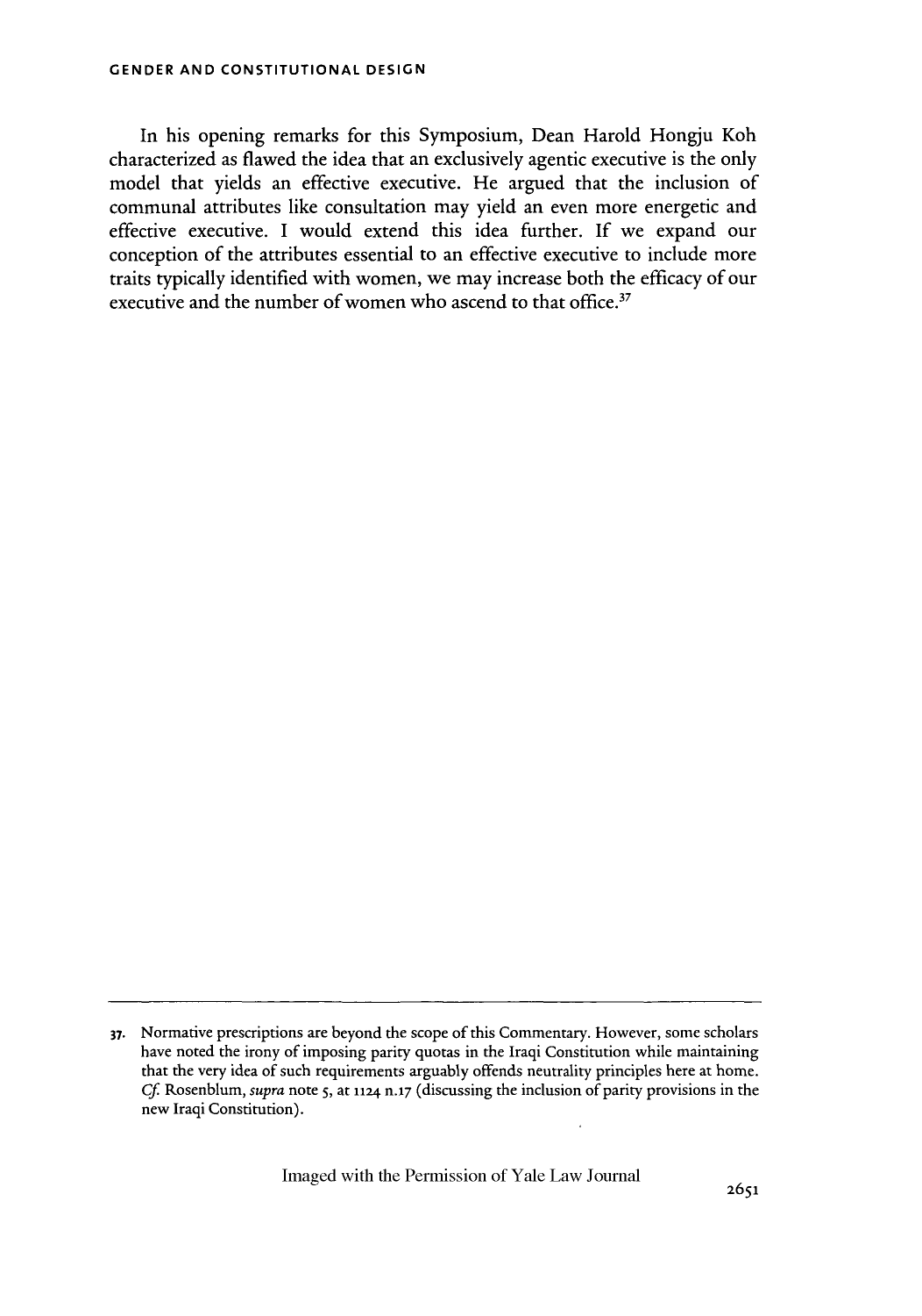In his opening remarks for this Symposium, Dean Harold Hongju Koh characterized as flawed the idea that an exclusively agentic executive is the only model that yields an effective executive. He argued that the inclusion of communal attributes like consultation may yield an even more energetic and effective executive. I would extend this idea further. If we expand our conception of the attributes essential to an effective executive to include more traits typically identified with women, we may increase both the efficacy of our executive and the number of women who ascend to that office.[37]

---

37. Normative prescriptions are beyond the scope of this Commentary. However, some scholars have noted the irony of imposing parity quotas in the Iraqi Constitution while maintaining that the very idea of such requirements arguably offends neutrality principles here at home. *Cf.* Rosenblum, *supra* note 5, at 1124 n.17 (discussing the inclusion of parity provisions in the new Iraqi Constitution).

Imaged with the Permission of Yale Law Journal